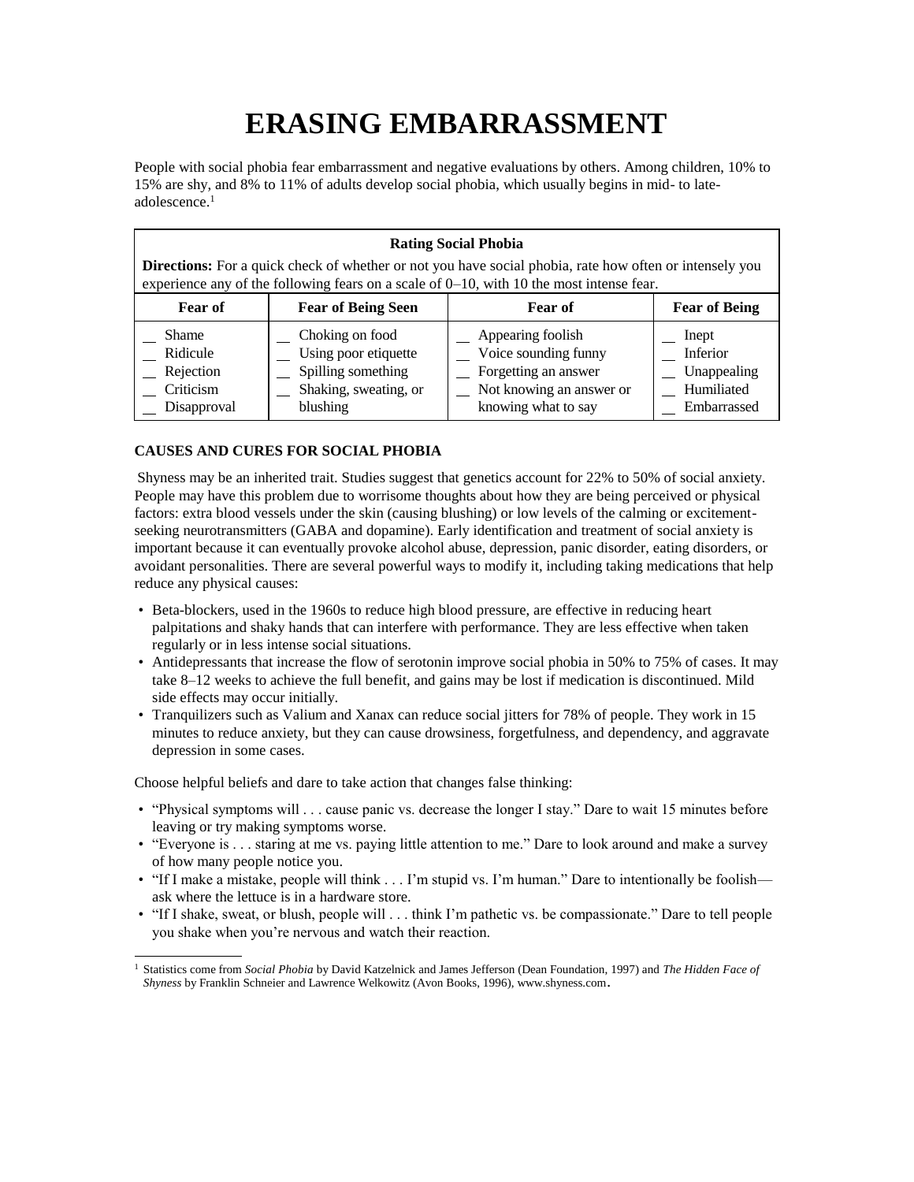# ERASING EMBARRASSMENT

People with social phobia fear embarrassment and negative evaluations by others. Among children, 10% to 15% are shy, and 8% to 11% of adults develop social phobia, which usually begins in mid- to late-adolescence.[1]

| **Rating Social Phobia** | | | |
|---|---|---|---|
| **Directions:** For a quick check of whether or not you have social phobia, rate how often or intensely you experience any of the following fears on a scale of 0–10, with 10 the most intense fear. | | | |
| **Fear of** | **Fear of Being Seen** | **Fear of** | **Fear of Being** |
| __ Shame<br>__ Ridicule<br>__ Rejection<br>__ Criticism<br>__ Disapproval | __ Choking on food<br>__ Using poor etiquette<br>__ Spilling something<br>__ Shaking, sweating, or blushing | __ Appearing foolish<br>__ Voice sounding funny<br>__ Forgetting an answer<br>__ Not knowing an answer or knowing what to say | __ Inept<br>__ Inferior<br>__ Unappealing<br>__ Humiliated<br>__ Embarrassed |

### CAUSES AND CURES FOR SOCIAL PHOBIA

Shyness may be an inherited trait. Studies suggest that genetics account for 22% to 50% of social anxiety. People may have this problem due to worrisome thoughts about how they are being perceived or physical factors: extra blood vessels under the skin (causing blushing) or low levels of the calming or excitement-seeking neurotransmitters (GABA and dopamine). Early identification and treatment of social anxiety is important because it can eventually provoke alcohol abuse, depression, panic disorder, eating disorders, or avoidant personalities. There are several powerful ways to modify it, including taking medications that help reduce any physical causes:

- Beta-blockers, used in the 1960s to reduce high blood pressure, are effective in reducing heart palpitations and shaky hands that can interfere with performance. They are less effective when taken regularly or in less intense social situations.
- Antidepressants that increase the flow of serotonin improve social phobia in 50% to 75% of cases. It may take 8–12 weeks to achieve the full benefit, and gains may be lost if medication is discontinued. Mild side effects may occur initially.
- Tranquilizers such as Valium and Xanax can reduce social jitters for 78% of people. They work in 15 minutes to reduce anxiety, but they can cause drowsiness, forgetfulness, and dependency, and aggravate depression in some cases.

Choose helpful beliefs and dare to take action that changes false thinking:

- "Physical symptoms will . . . cause panic vs. decrease the longer I stay." Dare to wait 15 minutes before leaving or try making symptoms worse.
- "Everyone is . . . staring at me vs. paying little attention to me." Dare to look around and make a survey of how many people notice you.
- "If I make a mistake, people will think . . . I'm stupid vs. I'm human." Dare to intentionally be foolish—ask where the lettuce is in a hardware store.
- "If I shake, sweat, or blush, people will . . . think I'm pathetic vs. be compassionate." Dare to tell people you shake when you're nervous and watch their reaction.

---

[1] Statistics come from *Social Phobia* by David Katzelnick and James Jefferson (Dean Foundation, 1997) and *The Hidden Face of Shyness* by Franklin Schneier and Lawrence Welkowitz (Avon Books, 1996), www.shyness.com.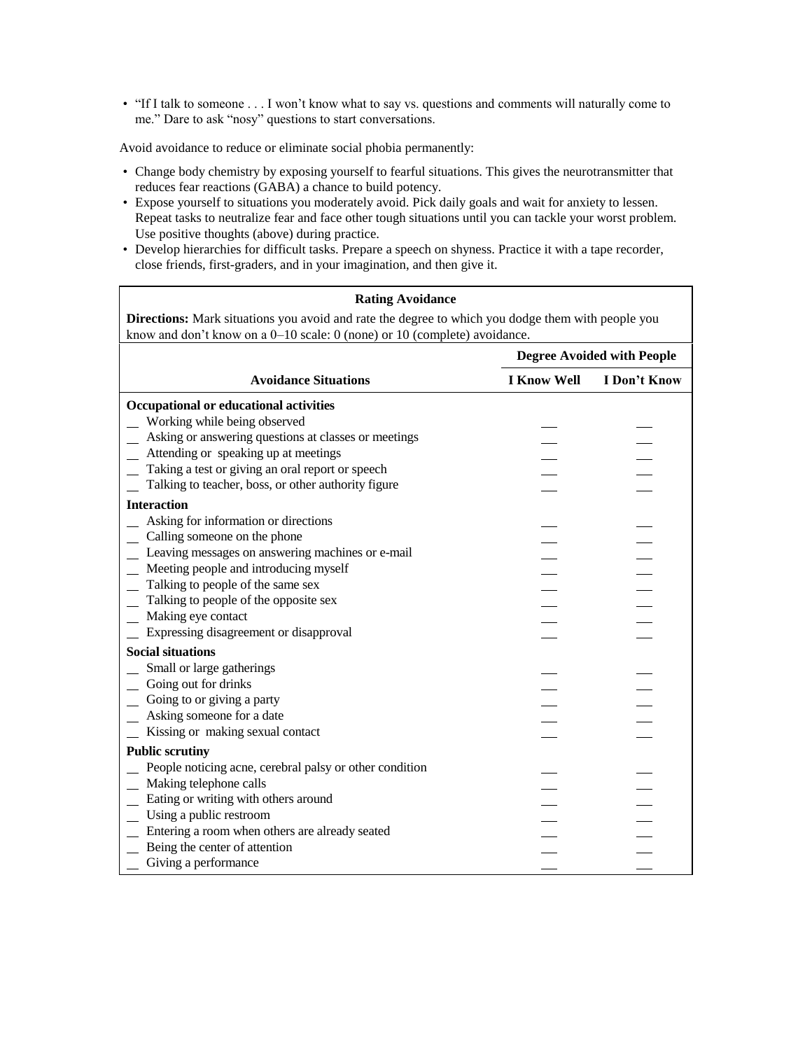- "If I talk to someone . . . I won't know what to say vs. questions and comments will naturally come to me." Dare to ask "nosy" questions to start conversations.

Avoid avoidance to reduce or eliminate social phobia permanently:

- Change body chemistry by exposing yourself to fearful situations. This gives the neurotransmitter that reduces fear reactions (GABA) a chance to build potency.
- Expose yourself to situations you moderately avoid. Pick daily goals and wait for anxiety to lessen. Repeat tasks to neutralize fear and face other tough situations until you can tackle your worst problem. Use positive thoughts (above) during practice.
- Develop hierarchies for difficult tasks. Prepare a speech on shyness. Practice it with a tape recorder, close friends, first-graders, and in your imagination, and then give it.

**Rating Avoidance**

**Directions:** Mark situations you avoid and rate the degree to which you dodge them with people you know and don't know on a 0–10 scale: 0 (none) or 10 (complete) avoidance.

| | Degree Avoided with People | |
|---|---|---|
| **Avoidance Situations** | **I Know Well** | **I Don't Know** |
| **Occupational or educational activities** | | |
| __ Working while being observed | ___ | ___ |
| __ Asking or answering questions at classes or meetings | ___ | ___ |
| __ Attending or speaking up at meetings | ___ | ___ |
| __ Taking a test or giving an oral report or speech | ___ | ___ |
| __ Talking to teacher, boss, or other authority figure | ___ | ___ |
| **Interaction** | | |
| __ Asking for information or directions | ___ | ___ |
| __ Calling someone on the phone | ___ | ___ |
| __ Leaving messages on answering machines or e-mail | ___ | ___ |
| __ Meeting people and introducing myself | ___ | ___ |
| __ Talking to people of the same sex | ___ | ___ |
| __ Talking to people of the opposite sex | ___ | ___ |
| __ Making eye contact | ___ | ___ |
| __ Expressing disagreement or disapproval | ___ | ___ |
| **Social situations** | | |
| __ Small or large gatherings | ___ | ___ |
| __ Going out for drinks | ___ | ___ |
| __ Going to or giving a party | ___ | ___ |
| __ Asking someone for a date | ___ | ___ |
| __ Kissing or making sexual contact | ___ | ___ |
| **Public scrutiny** | | |
| __ People noticing acne, cerebral palsy or other condition | ___ | ___ |
| __ Making telephone calls | ___ | ___ |
| __ Eating or writing with others around | ___ | ___ |
| __ Using a public restroom | ___ | ___ |
| __ Entering a room when others are already seated | ___ | ___ |
| __ Being the center of attention | ___ | ___ |
| __ Giving a performance | ___ | ___ |